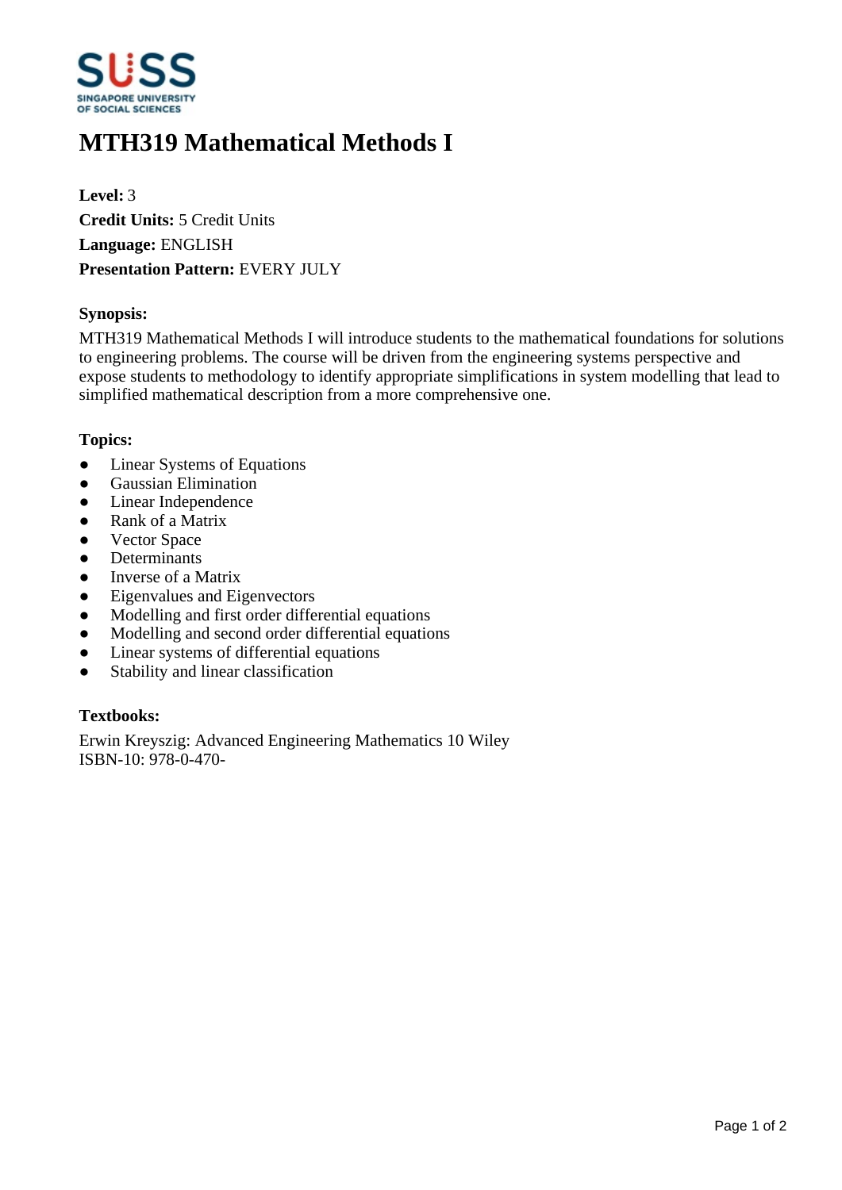# MTH319 Mathematical Methods I

**Level:** 3
**Credit Units:** 5 Credit Units
**Language:** ENGLISH
**Presentation Pattern:** EVERY JULY

**Synopsis:**

MTH319 Mathematical Methods I will introduce students to the mathematical foundations for solutions to engineering problems. The course will be driven from the engineering systems perspective and expose students to methodology to identify appropriate simplifications in system modelling that lead to simplified mathematical description from a more comprehensive one.

**Topics:**

- Linear Systems of Equations
- Gaussian Elimination
- Linear Independence
- Rank of a Matrix
- Vector Space
- Determinants
- Inverse of a Matrix
- Eigenvalues and Eigenvectors
- Modelling and first order differential equations
- Modelling and second order differential equations
- Linear systems of differential equations
- Stability and linear classification

**Textbooks:**

Erwin Kreyszig: Advanced Engineering Mathematics 10 Wiley
ISBN-10: 978-0-470-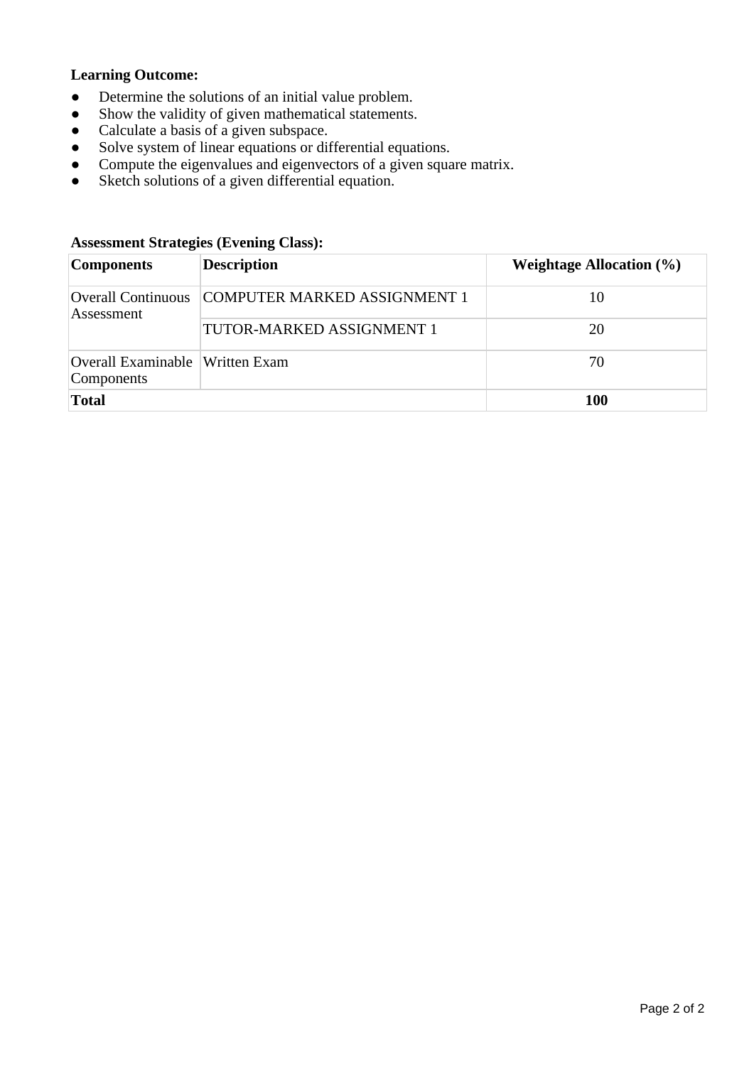**Learning Outcome:**

- Determine the solutions of an initial value problem.
- Show the validity of given mathematical statements.
- Calculate a basis of a given subspace.
- Solve system of linear equations or differential equations.
- Compute the eigenvalues and eigenvectors of a given square matrix.
- Sketch solutions of a given differential equation.

**Assessment Strategies (Evening Class):**

| **Components** | **Description** | **Weightage Allocation (%)** |
|---|---|---|
| Overall Continuous Assessment | COMPUTER MARKED ASSIGNMENT 1 | 10 |
| | TUTOR-MARKED ASSIGNMENT 1 | 20 |
| Overall Examinable Components | Written Exam | 70 |
| **Total** | | **100** |